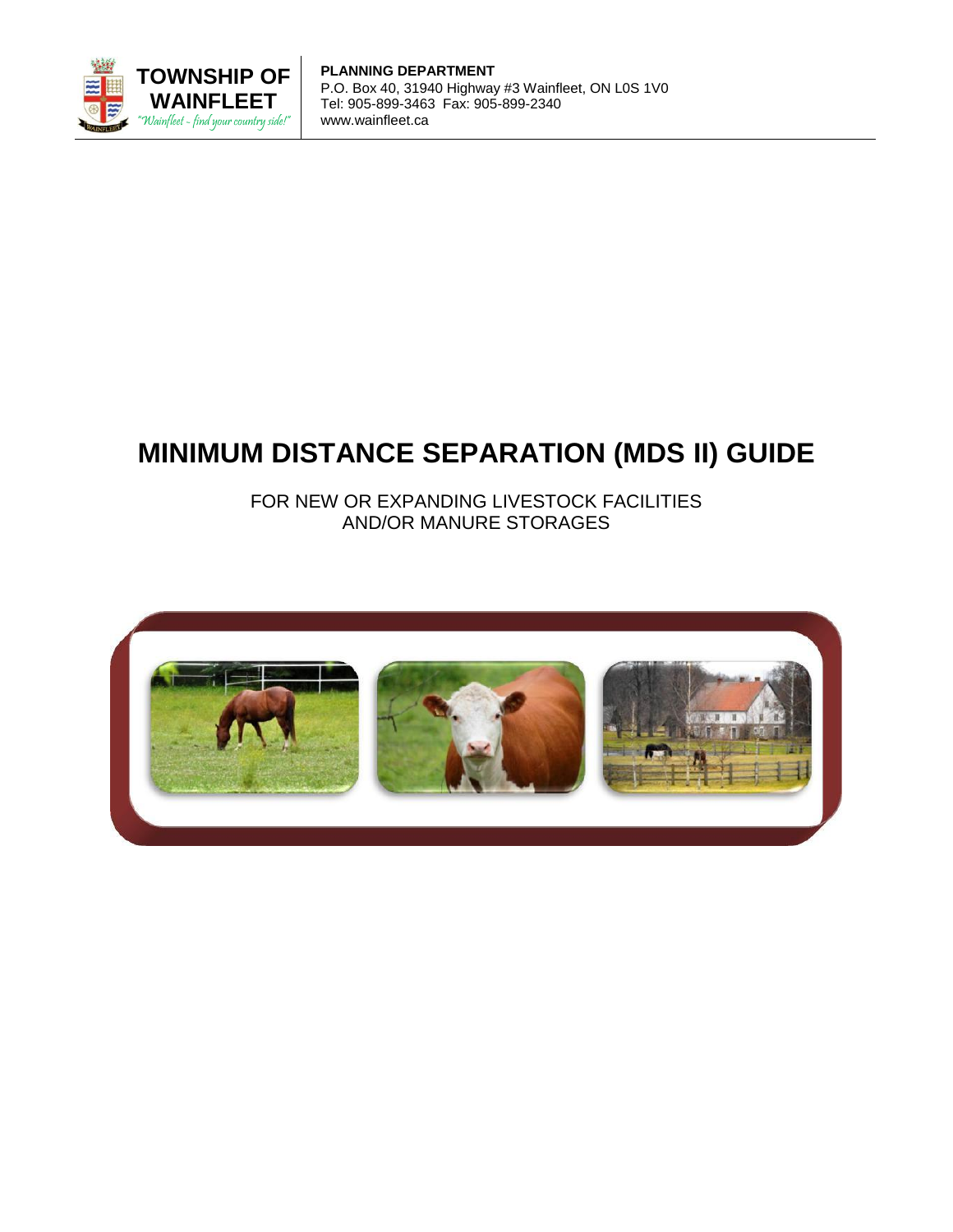**TOWNSHIP OF WAINFLEET**
*"Wainfleet ~ find your country side!"*

**PLANNING DEPARTMENT**
P.O. Box 40, 31940 Highway #3 Wainfleet, ON L0S 1V0
Tel: 905-899-3463 Fax: 905-899-2340
www.wainfleet.ca

# MINIMUM DISTANCE SEPARATION (MDS II) GUIDE

FOR NEW OR EXPANDING LIVESTOCK FACILITIES
AND/OR MANURE STORAGES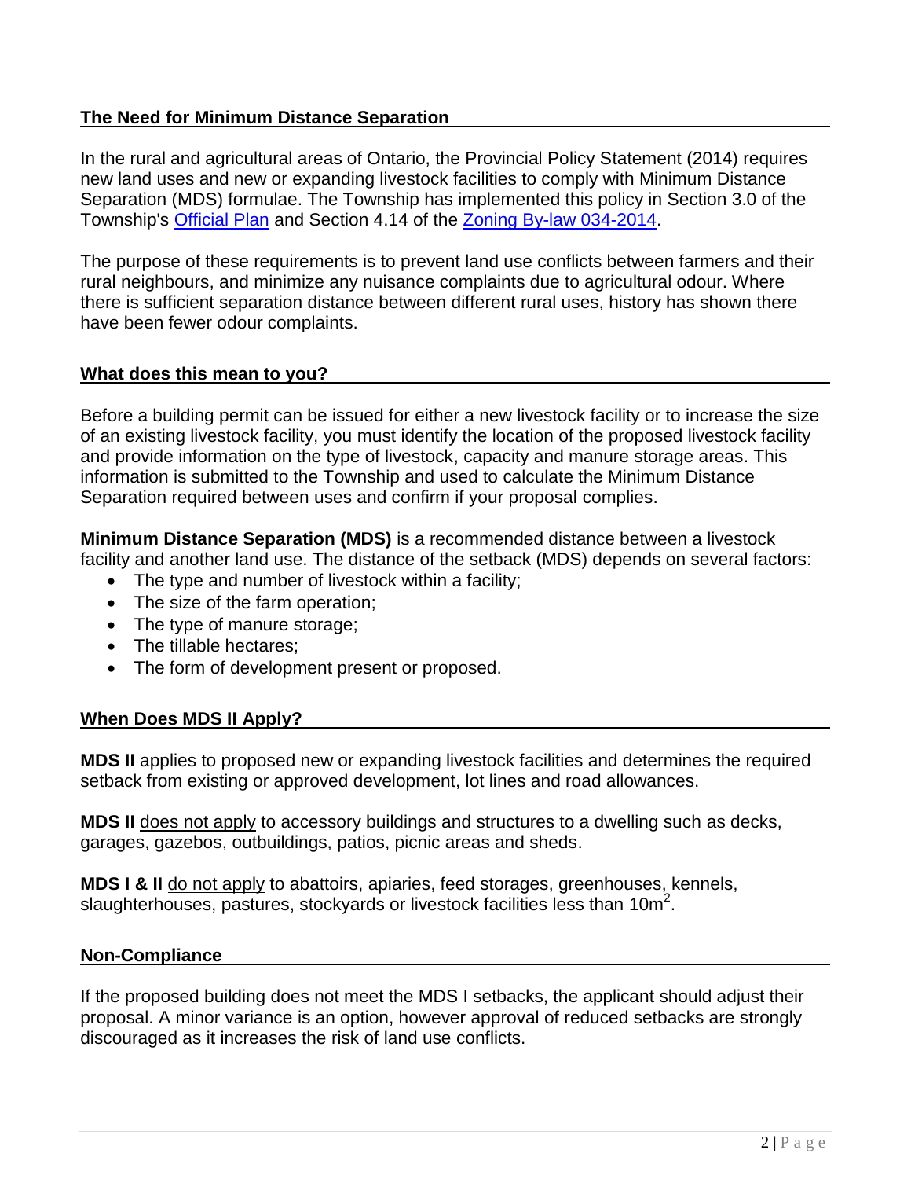## The Need for Minimum Distance Separation

In the rural and agricultural areas of Ontario, the Provincial Policy Statement (2014) requires new land uses and new or expanding livestock facilities to comply with Minimum Distance Separation (MDS) formulae. The Township has implemented this policy in Section 3.0 of the Township's Official Plan and Section 4.14 of the Zoning By-law 034-2014.

The purpose of these requirements is to prevent land use conflicts between farmers and their rural neighbours, and minimize any nuisance complaints due to agricultural odour. Where there is sufficient separation distance between different rural uses, history has shown there have been fewer odour complaints.

## What does this mean to you?

Before a building permit can be issued for either a new livestock facility or to increase the size of an existing livestock facility, you must identify the location of the proposed livestock facility and provide information on the type of livestock, capacity and manure storage areas. This information is submitted to the Township and used to calculate the Minimum Distance Separation required between uses and confirm if your proposal complies.

**Minimum Distance Separation (MDS)** is a recommended distance between a livestock facility and another land use. The distance of the setback (MDS) depends on several factors:

- The type and number of livestock within a facility;
- The size of the farm operation;
- The type of manure storage;
- The tillable hectares;
- The form of development present or proposed.

## When Does MDS II Apply?

**MDS II** applies to proposed new or expanding livestock facilities and determines the required setback from existing or approved development, lot lines and road allowances.

**MDS II** does not apply to accessory buildings and structures to a dwelling such as decks, garages, gazebos, outbuildings, patios, picnic areas and sheds.

**MDS I & II** do not apply to abattoirs, apiaries, feed storages, greenhouses, kennels, slaughterhouses, pastures, stockyards or livestock facilities less than $10m^2$.

## Non-Compliance

If the proposed building does not meet the MDS I setbacks, the applicant should adjust their proposal. A minor variance is an option, however approval of reduced setbacks are strongly discouraged as it increases the risk of land use conflicts.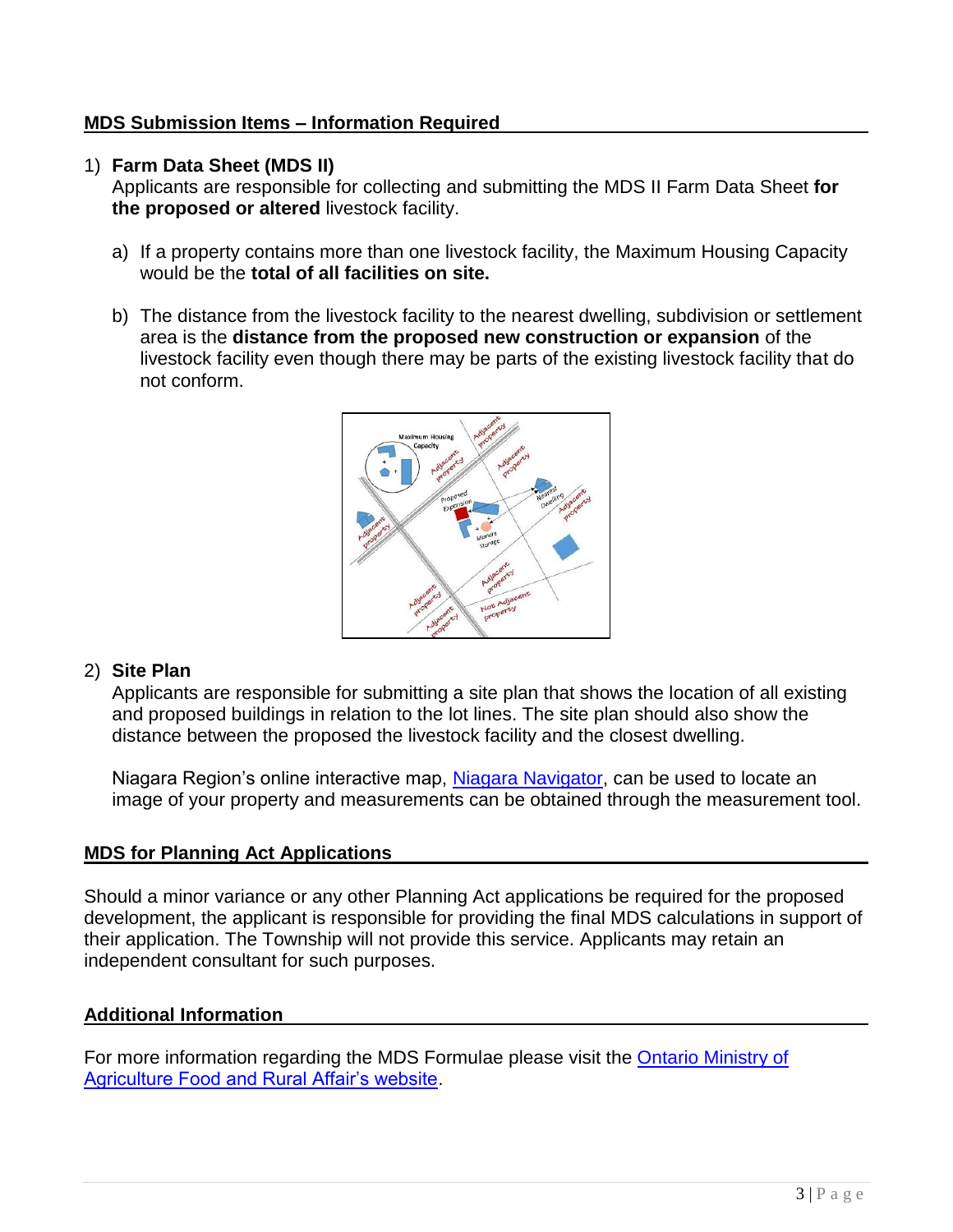## MDS Submission Items – Information Required

1) **Farm Data Sheet (MDS II)**
   Applicants are responsible for collecting and submitting the MDS II Farm Data Sheet **for the proposed or altered** livestock facility.

   a) If a property contains more than one livestock facility, the Maximum Housing Capacity would be the **total of all facilities on site.**

   b) The distance from the livestock facility to the nearest dwelling, subdivision or settlement area is the **distance from the proposed new construction or expansion** of the livestock facility even though there may be parts of the existing livestock facility that do not conform.

2) **Site Plan**
   Applicants are responsible for submitting a site plan that shows the location of all existing and proposed buildings in relation to the lot lines. The site plan should also show the distance between the proposed the livestock facility and the closest dwelling.

   Niagara Region's online interactive map, Niagara Navigator, can be used to locate an image of your property and measurements can be obtained through the measurement tool.

## MDS for Planning Act Applications

Should a minor variance or any other Planning Act applications be required for the proposed development, the applicant is responsible for providing the final MDS calculations in support of their application. The Township will not provide this service. Applicants may retain an independent consultant for such purposes.

## Additional Information

For more information regarding the MDS Formulae please visit the Ontario Ministry of Agriculture Food and Rural Affair's website.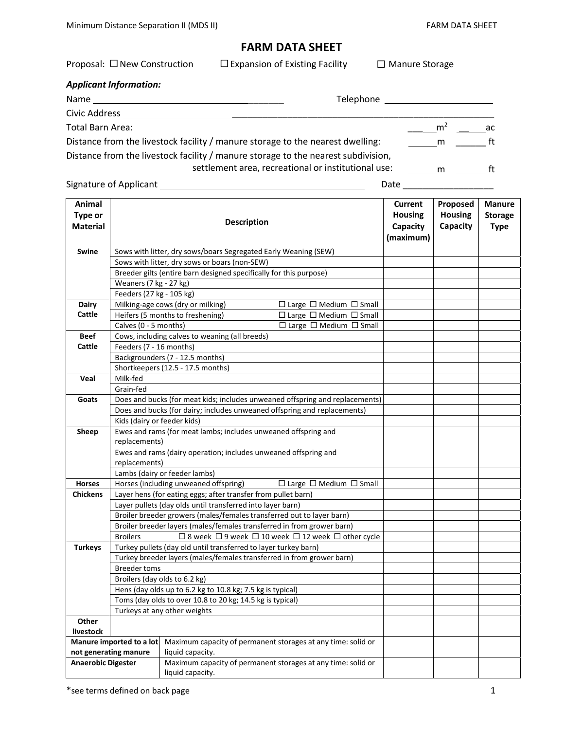# FARM DATA SHEET

Proposal: ☐ New Construction ☐ Expansion of Existing Facility ☐ Manure Storage

***Applicant Information:***

Name ________________________________________ Telephone ______________________

Civic Address ______________________________________________________________

Total Barn Area: ______m$^2$ ______ac

Distance from the livestock facility / manure storage to the nearest dwelling: ______m ______ ft

Distance from the livestock facility / manure storage to the nearest subdivision, settlement area, recreational or institutional use: ______m ______ ft

Signature of Applicant ________________________________________ Date __________________

| Animal Type or Material | Description | Current Housing Capacity (maximum) | Proposed Housing Capacity | Manure Storage Type |
|---|---|---|---|---|
| **Swine** | Sows with litter, dry sows/boars Segregated Early Weaning (SEW) | | | |
| | Sows with litter, dry sows or boars (non-SEW) | | | |
| | Breeder gilts (entire barn designed specifically for this purpose) | | | |
| | Weaners (7 kg - 27 kg) | | | |
| | Feeders (27 kg - 105 kg) | | | |
| **Dairy Cattle** | Milking-age cows (dry or milking) ☐ Large ☐ Medium ☐ Small | | | |
| | Heifers (5 months to freshening) ☐ Large ☐ Medium ☐ Small | | | |
| | Calves (0 - 5 months) ☐ Large ☐ Medium ☐ Small | | | |
| **Beef Cattle** | Cows, including calves to weaning (all breeds) | | | |
| | Feeders (7 - 16 months) | | | |
| | Backgrounders (7 - 12.5 months) | | | |
| | Shortkeepers (12.5 - 17.5 months) | | | |
| **Veal** | Milk-fed | | | |
| | Grain-fed | | | |
| **Goats** | Does and bucks (for meat kids; includes unweaned offspring and replacements) | | | |
| | Does and bucks (for dairy; includes unweaned offspring and replacements) | | | |
| | Kids (dairy or feeder kids) | | | |
| **Sheep** | Ewes and rams (for meat lambs; includes unweaned offspring and replacements) | | | |
| | Ewes and rams (dairy operation; includes unweaned offspring and replacements) | | | |
| | Lambs (dairy or feeder lambs) | | | |
| **Horses** | Horses (including unweaned offspring) ☐ Large ☐ Medium ☐ Small | | | |
| **Chickens** | Layer hens (for eating eggs; after transfer from pullet barn) | | | |
| | Layer pullets (day olds until transferred into layer barn) | | | |
| | Broiler breeder growers (males/females transferred out to layer barn) | | | |
| | Broiler breeder layers (males/females transferred in from grower barn) | | | |
| | Broilers ☐ 8 week ☐ 9 week ☐ 10 week ☐ 12 week ☐ other cycle | | | |
| **Turkeys** | Turkey pullets (day old until transferred to layer turkey barn) | | | |
| | Turkey breeder layers (males/females transferred in from grower barn) | | | |
| | Breeder toms | | | |
| | Broilers (day olds to 6.2 kg) | | | |
| | Hens (day olds up to 6.2 kg to 10.8 kg; 7.5 kg is typical) | | | |
| | Toms (day olds to over 10.8 to 20 kg; 14.5 kg is typical) | | | |
| | Turkeys at any other weights | | | |
| **Other livestock** | | | | |
| **Manure imported to a lot not generating manure** | Maximum capacity of permanent storages at any time: solid or liquid capacity. | | | |
| **Anaerobic Digester** | Maximum capacity of permanent storages at any time: solid or liquid capacity. | | | |

*see terms defined on back page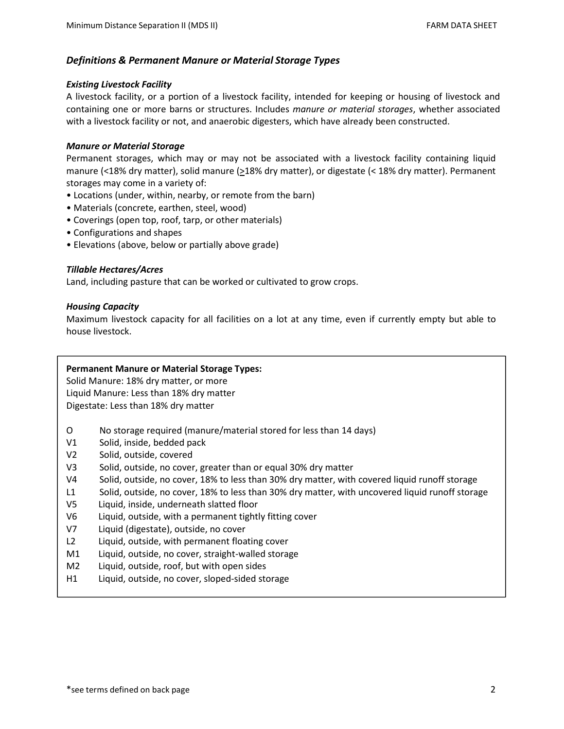## *Definitions & Permanent Manure or Material Storage Types*

***Existing Livestock Facility***

A livestock facility, or a portion of a livestock facility, intended for keeping or housing of livestock and containing one or more barns or structures. Includes *manure or material storages*, whether associated with a livestock facility or not, and anaerobic digesters, which have already been constructed.

***Manure or Material Storage***

Permanent storages, which may or may not be associated with a livestock facility containing liquid manure (<18% dry matter), solid manure (≥18% dry matter), or digestate (< 18% dry matter). Permanent storages may come in a variety of:

- Locations (under, within, nearby, or remote from the barn)
- Materials (concrete, earthen, steel, wood)
- Coverings (open top, roof, tarp, or other materials)
- Configurations and shapes
- Elevations (above, below or partially above grade)

***Tillable Hectares/Acres***

Land, including pasture that can be worked or cultivated to grow crops.

***Housing Capacity***

Maximum livestock capacity for all facilities on a lot at any time, even if currently empty but able to house livestock.

**Permanent Manure or Material Storage Types:**

Solid Manure: 18% dry matter, or more
Liquid Manure: Less than 18% dry matter
Digestate: Less than 18% dry matter

| | |
|---|---|
| O | No storage required (manure/material stored for less than 14 days) |
| V1 | Solid, inside, bedded pack |
| V2 | Solid, outside, covered |
| V3 | Solid, outside, no cover, greater than or equal 30% dry matter |
| V4 | Solid, outside, no cover, 18% to less than 30% dry matter, with covered liquid runoff storage |
| L1 | Solid, outside, no cover, 18% to less than 30% dry matter, with uncovered liquid runoff storage |
| V5 | Liquid, inside, underneath slatted floor |
| V6 | Liquid, outside, with a permanent tightly fitting cover |
| V7 | Liquid (digestate), outside, no cover |
| L2 | Liquid, outside, with permanent floating cover |
| M1 | Liquid, outside, no cover, straight-walled storage |
| M2 | Liquid, outside, roof, but with open sides |
| H1 | Liquid, outside, no cover, sloped-sided storage |

*see terms defined on back page